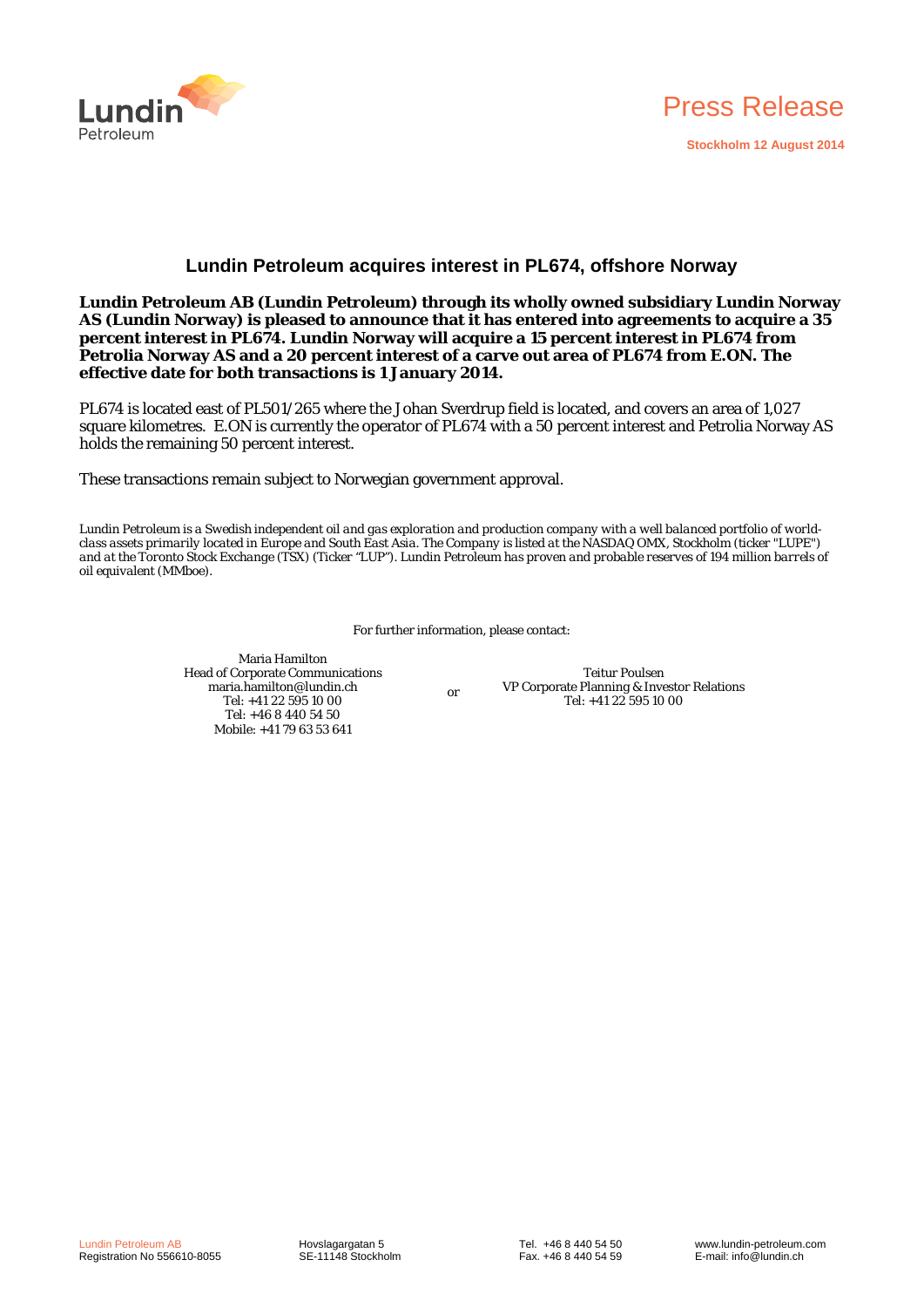Press Release

Stockholm 12 August 2014

# Lundin Petroleum acquires interest in PL674, offshore Norway

**Lundin Petroleum AB (Lundin Petroleum) through its wholly owned subsidiary Lundin Norway AS (Lundin Norway) is pleased to announce that it has entered into agreements to acquire a 35 percent interest in PL674. Lundin Norway will acquire a 15 percent interest in PL674 from Petrolia Norway AS and a 20 percent interest of a carve out area of PL674 from E.ON. The effective date for both transactions is 1 January 2014.**

PL674 is located east of PL501/265 where the Johan Sverdrup field is located, and covers an area of 1,027 square kilometres. E.ON is currently the operator of PL674 with a 50 percent interest and Petrolia Norway AS holds the remaining 50 percent interest.

These transactions remain subject to Norwegian government approval.

*Lundin Petroleum is a Swedish independent oil and gas exploration and production company with a well balanced portfolio of world-class assets primarily located in Europe and South East Asia. The Company is listed at the NASDAQ OMX, Stockholm (ticker "LUPE") and at the Toronto Stock Exchange (TSX) (Ticker "LUP"). Lundin Petroleum has proven and probable reserves of 194 million barrels of oil equivalent (MMboe).*

For further information, please contact:

Maria Hamilton
Head of Corporate Communications
maria.hamilton@lundin.ch
Tel: +41 22 595 10 00
Tel: +46 8 440 54 50
Mobile: +41 79 63 53 641

or

Teitur Poulsen
VP Corporate Planning & Investor Relations
Tel: +41 22 595 10 00

Lundin Petroleum AB
Registration No 556610-8055

Hovslagargatan 5
SE-11148 Stockholm

Tel. +46 8 440 54 50
Fax. +46 8 440 54 59

www.lundin-petroleum.com
E-mail: info@lundin.ch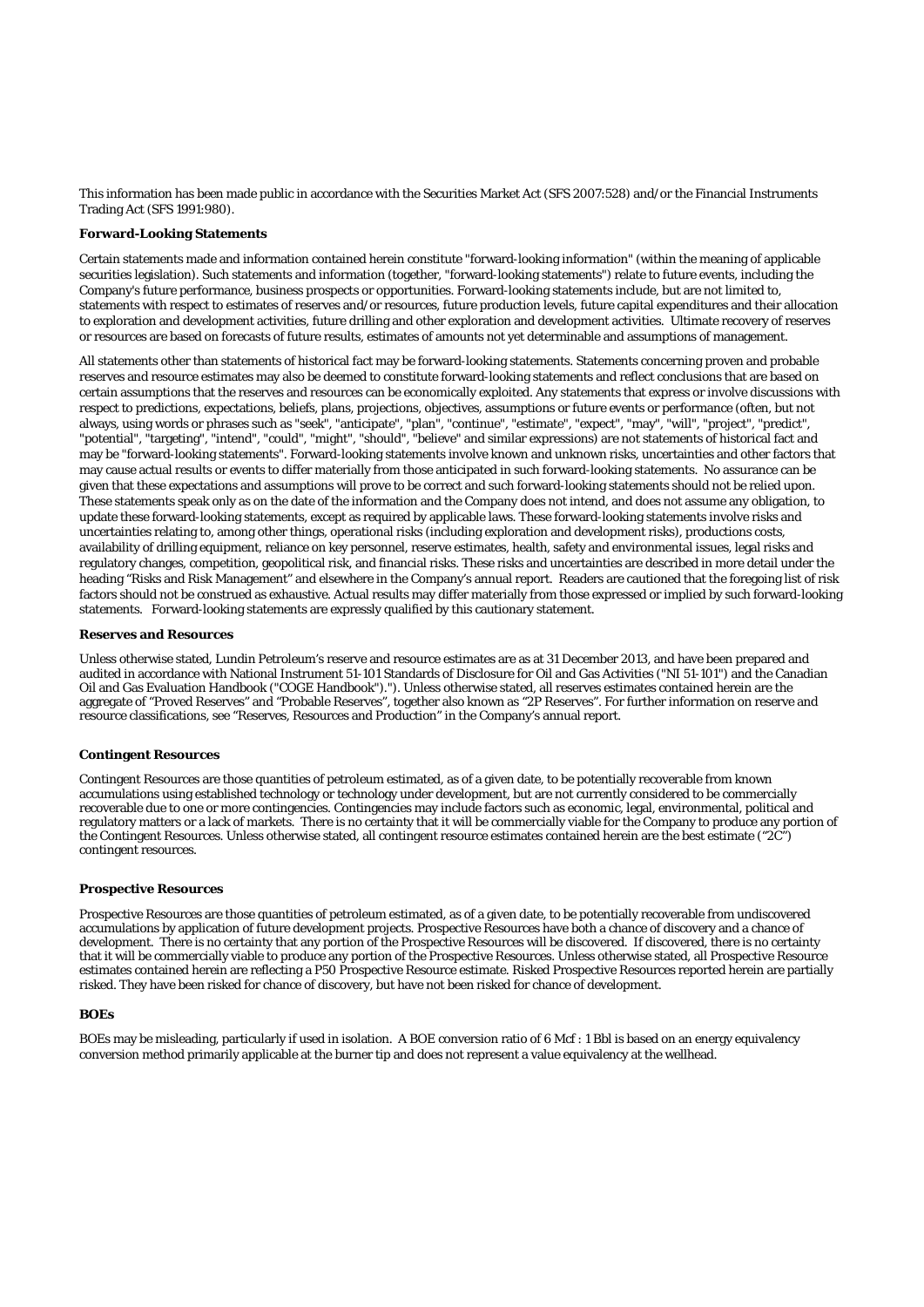This information has been made public in accordance with the Securities Market Act (SFS 2007:528) and/or the Financial Instruments Trading Act (SFS 1991:980).

**Forward-Looking Statements**

Certain statements made and information contained herein constitute "forward-looking information" (within the meaning of applicable securities legislation). Such statements and information (together, "forward-looking statements") relate to future events, including the Company's future performance, business prospects or opportunities. Forward-looking statements include, but are not limited to, statements with respect to estimates of reserves and/or resources, future production levels, future capital expenditures and their allocation to exploration and development activities, future drilling and other exploration and development activities. Ultimate recovery of reserves or resources are based on forecasts of future results, estimates of amounts not yet determinable and assumptions of management.

All statements other than statements of historical fact may be forward-looking statements. Statements concerning proven and probable reserves and resource estimates may also be deemed to constitute forward-looking statements and reflect conclusions that are based on certain assumptions that the reserves and resources can be economically exploited. Any statements that express or involve discussions with respect to predictions, expectations, beliefs, plans, projections, objectives, assumptions or future events or performance (often, but not always, using words or phrases such as "seek", "anticipate", "plan", "continue", "estimate", "expect", "may", "will", "project", "predict", "potential", "targeting", "intend", "could", "might", "should", "believe" and similar expressions) are not statements of historical fact and may be "forward-looking statements". Forward-looking statements involve known and unknown risks, uncertainties and other factors that may cause actual results or events to differ materially from those anticipated in such forward-looking statements. No assurance can be given that these expectations and assumptions will prove to be correct and such forward-looking statements should not be relied upon. These statements speak only as on the date of the information and the Company does not intend, and does not assume any obligation, to update these forward-looking statements, except as required by applicable laws. These forward-looking statements involve risks and uncertainties relating to, among other things, operational risks (including exploration and development risks), productions costs, availability of drilling equipment, reliance on key personnel, reserve estimates, health, safety and environmental issues, legal risks and regulatory changes, competition, geopolitical risk, and financial risks. These risks and uncertainties are described in more detail under the heading "Risks and Risk Management" and elsewhere in the Company's annual report. Readers are cautioned that the foregoing list of risk factors should not be construed as exhaustive. Actual results may differ materially from those expressed or implied by such forward-looking statements. Forward-looking statements are expressly qualified by this cautionary statement.

**Reserves and Resources**

Unless otherwise stated, Lundin Petroleum's reserve and resource estimates are as at 31 December 2013, and have been prepared and audited in accordance with National Instrument 51-101 Standards of Disclosure for Oil and Gas Activities ("NI 51-101") and the Canadian Oil and Gas Evaluation Handbook ("COGE Handbook")."). Unless otherwise stated, all reserves estimates contained herein are the aggregate of "Proved Reserves" and "Probable Reserves", together also known as "2P Reserves". For further information on reserve and resource classifications, see "Reserves, Resources and Production" in the Company's annual report.

**Contingent Resources**

Contingent Resources are those quantities of petroleum estimated, as of a given date, to be potentially recoverable from known accumulations using established technology or technology under development, but are not currently considered to be commercially recoverable due to one or more contingencies. Contingencies may include factors such as economic, legal, environmental, political and regulatory matters or a lack of markets. There is no certainty that it will be commercially viable for the Company to produce any portion of the Contingent Resources. Unless otherwise stated, all contingent resource estimates contained herein are the best estimate ("2C") contingent resources.

**Prospective Resources**

Prospective Resources are those quantities of petroleum estimated, as of a given date, to be potentially recoverable from undiscovered accumulations by application of future development projects. Prospective Resources have both a chance of discovery and a chance of development. There is no certainty that any portion of the Prospective Resources will be discovered. If discovered, there is no certainty that it will be commercially viable to produce any portion of the Prospective Resources. Unless otherwise stated, all Prospective Resource estimates contained herein are reflecting a P50 Prospective Resource estimate. Risked Prospective Resources reported herein are partially risked. They have been risked for chance of discovery, but have not been risked for chance of development.

**BOEs**

BOEs may be misleading, particularly if used in isolation. A BOE conversion ratio of 6 Mcf : 1 Bbl is based on an energy equivalency conversion method primarily applicable at the burner tip and does not represent a value equivalency at the wellhead.